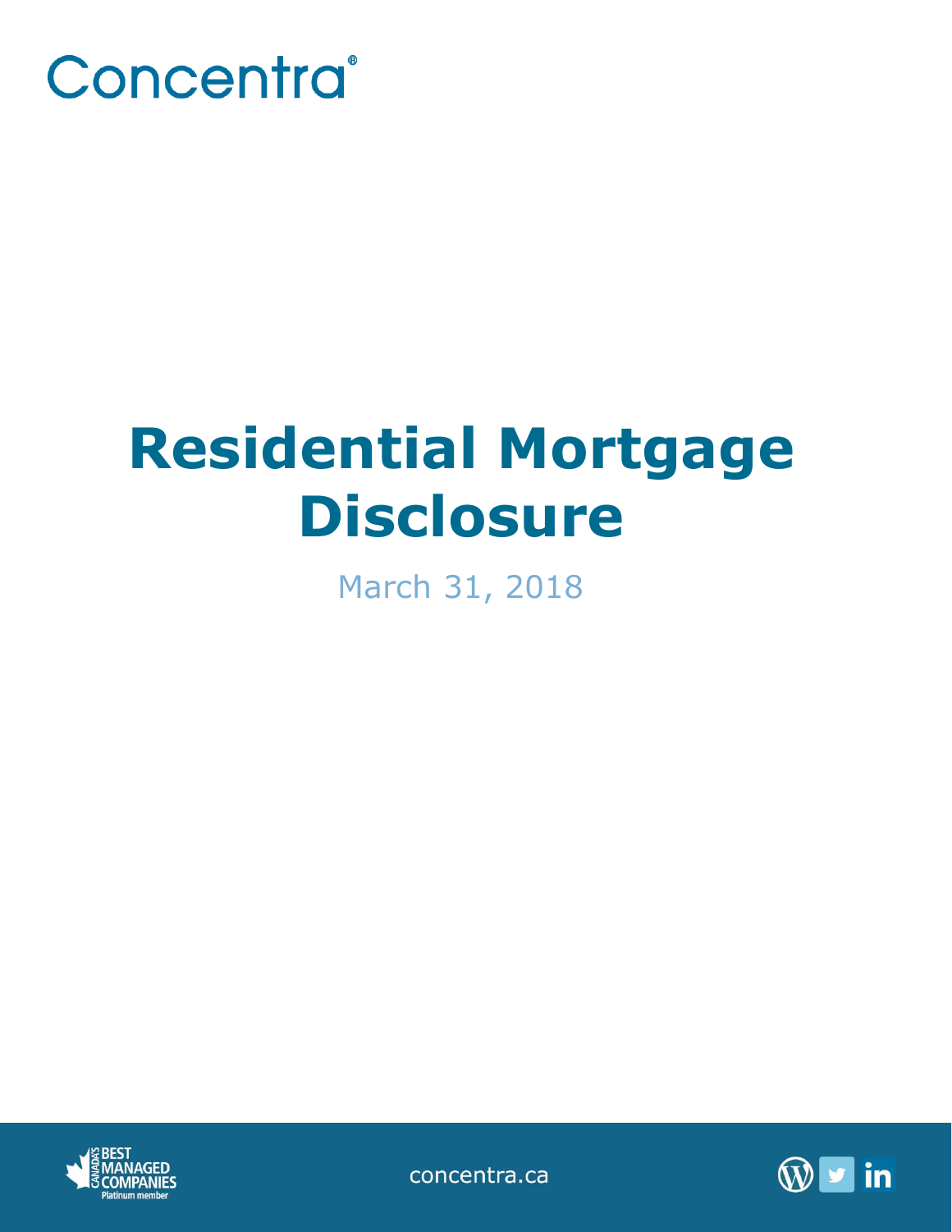Concentra®

# Residential Mortgage Disclosure

March 31, 2018

concentra.ca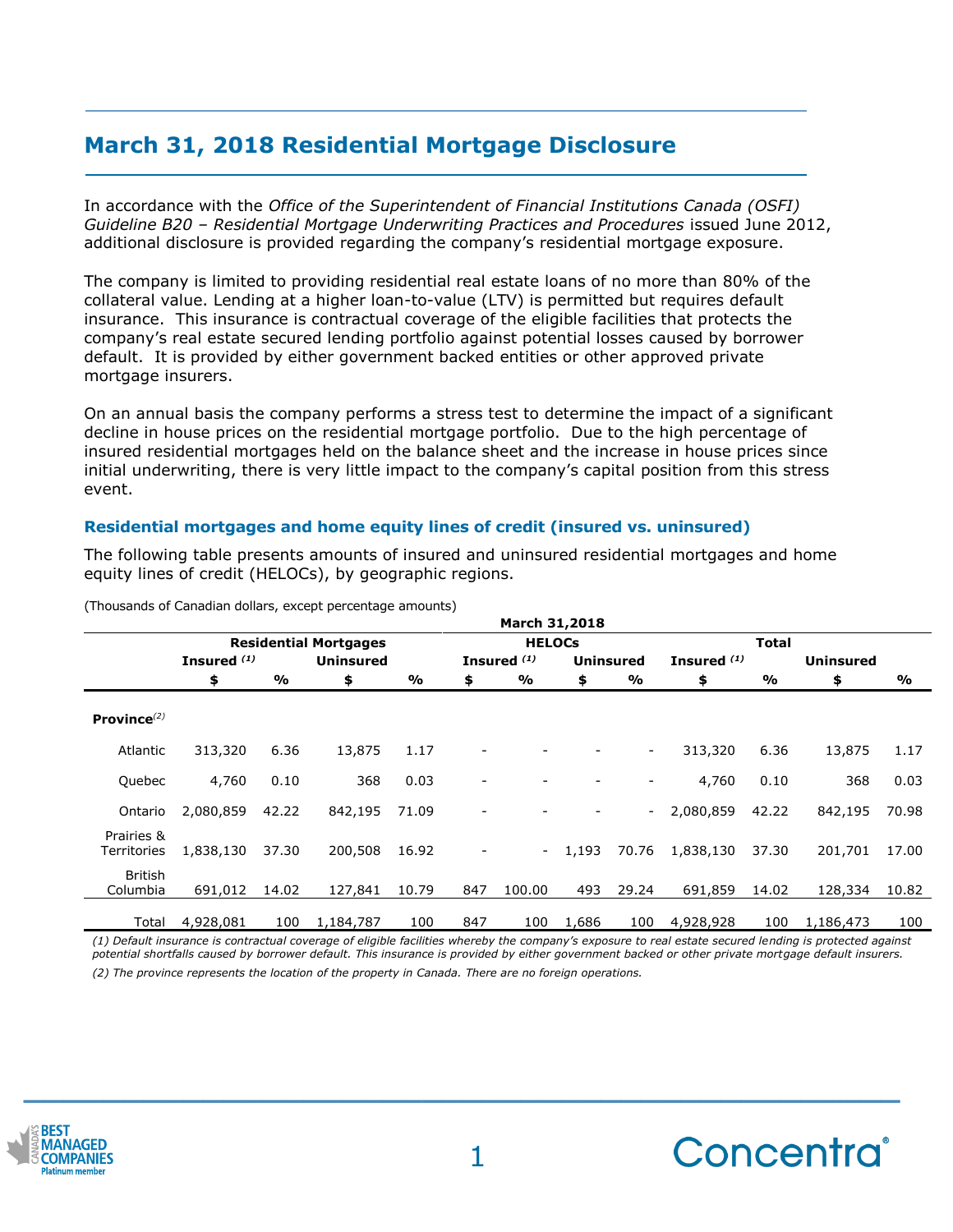# March 31, 2018 Residential Mortgage Disclosure

In accordance with the *Office of the Superintendent of Financial Institutions Canada (OSFI) Guideline B20 – Residential Mortgage Underwriting Practices and Procedures* issued June 2012, additional disclosure is provided regarding the company's residential mortgage exposure.

The company is limited to providing residential real estate loans of no more than 80% of the collateral value. Lending at a higher loan-to-value (LTV) is permitted but requires default insurance. This insurance is contractual coverage of the eligible facilities that protects the company's real estate secured lending portfolio against potential losses caused by borrower default. It is provided by either government backed entities or other approved private mortgage insurers.

On an annual basis the company performs a stress test to determine the impact of a significant decline in house prices on the residential mortgage portfolio. Due to the high percentage of insured residential mortgages held on the balance sheet and the increase in house prices since initial underwriting, there is very little impact to the company's capital position from this stress event.

### Residential mortgages and home equity lines of credit (insured vs. uninsured)

The following table presents amounts of insured and uninsured residential mortgages and home equity lines of credit (HELOCs), by geographic regions.

(Thousands of Canadian dollars, except percentage amounts)

| | March 31,2018 | | | | | | | | | | | |
|---|---|---|---|---|---|---|---|---|---|---|---|---|
| | Residential Mortgages | | | | HELOCs | | | | Total | | | |
| | Insured (1) | | Uninsured | | Insured (1) | | Uninsured | | Insured (1) | | Uninsured | |
| | $ | % | $ | % | $ | % | $ | % | $ | % | $ | % |
| **Province**(2) | | | | | | | | | | | | |
| Atlantic | 313,320 | 6.36 | 13,875 | 1.17 | - | - | - | - | 313,320 | 6.36 | 13,875 | 1.17 |
| Quebec | 4,760 | 0.10 | 368 | 0.03 | - | - | - | - | 4,760 | 0.10 | 368 | 0.03 |
| Ontario | 2,080,859 | 42.22 | 842,195 | 71.09 | - | - | - | - | 2,080,859 | 42.22 | 842,195 | 70.98 |
| Prairies & Territories | 1,838,130 | 37.30 | 200,508 | 16.92 | - | - | 1,193 | 70.76 | 1,838,130 | 37.30 | 201,701 | 17.00 |
| British Columbia | 691,012 | 14.02 | 127,841 | 10.79 | 847 | 100.00 | 493 | 29.24 | 691,859 | 14.02 | 128,334 | 10.82 |
| Total | 4,928,081 | 100 | 1,184,787 | 100 | 847 | 100 | 1,686 | 100 | 4,928,928 | 100 | 1,186,473 | 100 |

*(1) Default insurance is contractual coverage of eligible facilities whereby the company's exposure to real estate secured lending is protected against potential shortfalls caused by borrower default. This insurance is provided by either government backed or other private mortgage default insurers.*

*(2) The province represents the location of the property in Canada. There are no foreign operations.*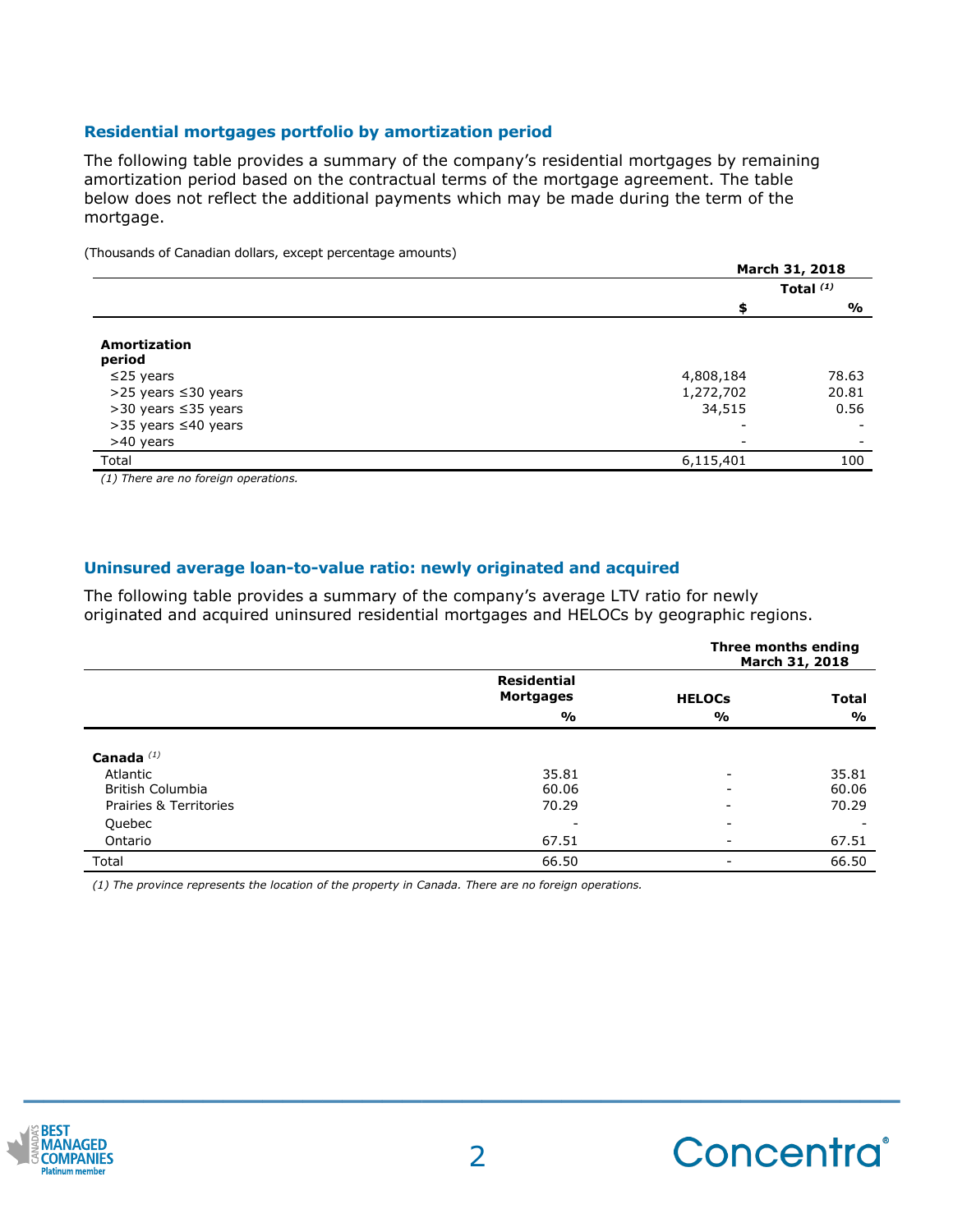## Residential mortgages portfolio by amortization period

The following table provides a summary of the company's residential mortgages by remaining amortization period based on the contractual terms of the mortgage agreement. The table below does not reflect the additional payments which may be made during the term of the mortgage.

(Thousands of Canadian dollars, except percentage amounts)

| | March 31, 2018 | |
|---|---|---|
| | Total [(1)] | |
| | $ | % |
| **Amortization period** | | |
| ≤25 years | 4,808,184 | 78.63 |
| >25 years ≤30 years | 1,272,702 | 20.81 |
| >30 years ≤35 years | 34,515 | 0.56 |
| >35 years ≤40 years | - | - |
| >40 years | - | - |
| Total | 6,115,401 | 100 |

*(1) There are no foreign operations.*

## Uninsured average loan-to-value ratio: newly originated and acquired

The following table provides a summary of the company's average LTV ratio for newly originated and acquired uninsured residential mortgages and HELOCs by geographic regions.

| | Three months ending March 31, 2018 | | |
|---|---|---|---|
| | Residential Mortgages | HELOCs | Total |
| | % | % | % |
| **Canada** [(1)] | | | |
| Atlantic | 35.81 | - | 35.81 |
| British Columbia | 60.06 | - | 60.06 |
| Prairies & Territories | 70.29 | - | 70.29 |
| Quebec | - | - | - |
| Ontario | 67.51 | - | 67.51 |
| Total | 66.50 | - | 66.50 |

*(1) The province represents the location of the property in Canada. There are no foreign operations.*